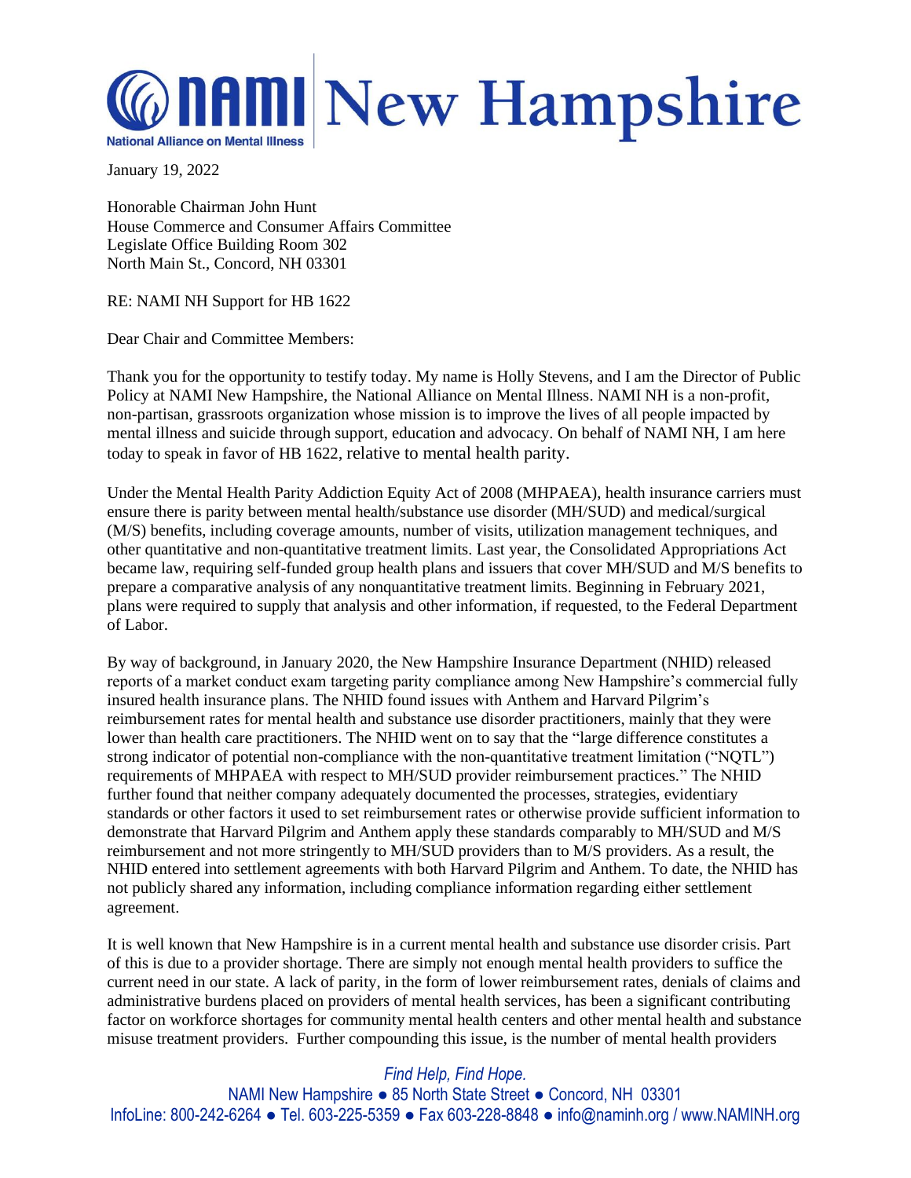# NAMI New Hampshire

National Alliance on Mental Illness

January 19, 2022

Honorable Chairman John Hunt
House Commerce and Consumer Affairs Committee
Legislate Office Building Room 302
North Main St., Concord, NH 03301

RE: NAMI NH Support for HB 1622

Dear Chair and Committee Members:

Thank you for the opportunity to testify today. My name is Holly Stevens, and I am the Director of Public Policy at NAMI New Hampshire, the National Alliance on Mental Illness. NAMI NH is a non-profit, non-partisan, grassroots organization whose mission is to improve the lives of all people impacted by mental illness and suicide through support, education and advocacy. On behalf of NAMI NH, I am here today to speak in favor of HB 1622, relative to mental health parity.

Under the Mental Health Parity Addiction Equity Act of 2008 (MHPAEA), health insurance carriers must ensure there is parity between mental health/substance use disorder (MH/SUD) and medical/surgical (M/S) benefits, including coverage amounts, number of visits, utilization management techniques, and other quantitative and non-quantitative treatment limits. Last year, the Consolidated Appropriations Act became law, requiring self-funded group health plans and issuers that cover MH/SUD and M/S benefits to prepare a comparative analysis of any nonquantitative treatment limits. Beginning in February 2021, plans were required to supply that analysis and other information, if requested, to the Federal Department of Labor.

By way of background, in January 2020, the New Hampshire Insurance Department (NHID) released reports of a market conduct exam targeting parity compliance among New Hampshire's commercial fully insured health insurance plans. The NHID found issues with Anthem and Harvard Pilgrim's reimbursement rates for mental health and substance use disorder practitioners, mainly that they were lower than health care practitioners. The NHID went on to say that the "large difference constitutes a strong indicator of potential non-compliance with the non-quantitative treatment limitation ("NQTL") requirements of MHPAEA with respect to MH/SUD provider reimbursement practices." The NHID further found that neither company adequately documented the processes, strategies, evidentiary standards or other factors it used to set reimbursement rates or otherwise provide sufficient information to demonstrate that Harvard Pilgrim and Anthem apply these standards comparably to MH/SUD and M/S reimbursement and not more stringently to MH/SUD providers than to M/S providers. As a result, the NHID entered into settlement agreements with both Harvard Pilgrim and Anthem. To date, the NHID has not publicly shared any information, including compliance information regarding either settlement agreement.

It is well known that New Hampshire is in a current mental health and substance use disorder crisis. Part of this is due to a provider shortage. There are simply not enough mental health providers to suffice the current need in our state. A lack of parity, in the form of lower reimbursement rates, denials of claims and administrative burdens placed on providers of mental health services, has been a significant contributing factor on workforce shortages for community mental health centers and other mental health and substance misuse treatment providers. Further compounding this issue, is the number of mental health providers

*Find Help, Find Hope.*
NAMI New Hampshire ● 85 North State Street ● Concord, NH 03301
InfoLine: 800-242-6264 ● Tel. 603-225-5359 ● Fax 603-228-8848 ● info@naminh.org / www.NAMINH.org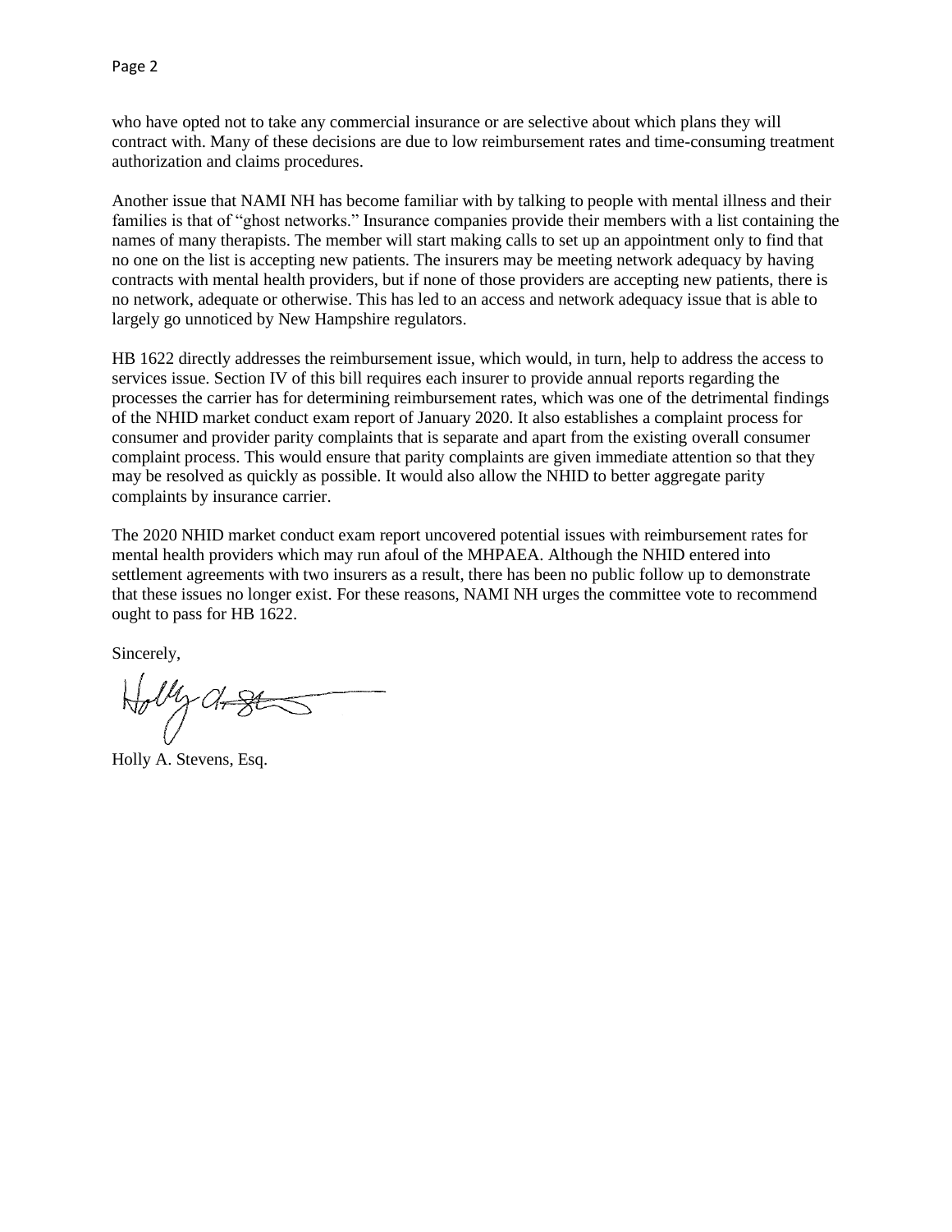who have opted not to take any commercial insurance or are selective about which plans they will contract with. Many of these decisions are due to low reimbursement rates and time-consuming treatment authorization and claims procedures.

Another issue that NAMI NH has become familiar with by talking to people with mental illness and their families is that of "ghost networks." Insurance companies provide their members with a list containing the names of many therapists. The member will start making calls to set up an appointment only to find that no one on the list is accepting new patients. The insurers may be meeting network adequacy by having contracts with mental health providers, but if none of those providers are accepting new patients, there is no network, adequate or otherwise. This has led to an access and network adequacy issue that is able to largely go unnoticed by New Hampshire regulators.

HB 1622 directly addresses the reimbursement issue, which would, in turn, help to address the access to services issue. Section IV of this bill requires each insurer to provide annual reports regarding the processes the carrier has for determining reimbursement rates, which was one of the detrimental findings of the NHID market conduct exam report of January 2020. It also establishes a complaint process for consumer and provider parity complaints that is separate and apart from the existing overall consumer complaint process. This would ensure that parity complaints are given immediate attention so that they may be resolved as quickly as possible. It would also allow the NHID to better aggregate parity complaints by insurance carrier.

The 2020 NHID market conduct exam report uncovered potential issues with reimbursement rates for mental health providers which may run afoul of the MHPAEA. Although the NHID entered into settlement agreements with two insurers as a result, there has been no public follow up to demonstrate that these issues no longer exist. For these reasons, NAMI NH urges the committee vote to recommend ought to pass for HB 1622.

Sincerely,

Holly A. Stevens, Esq.